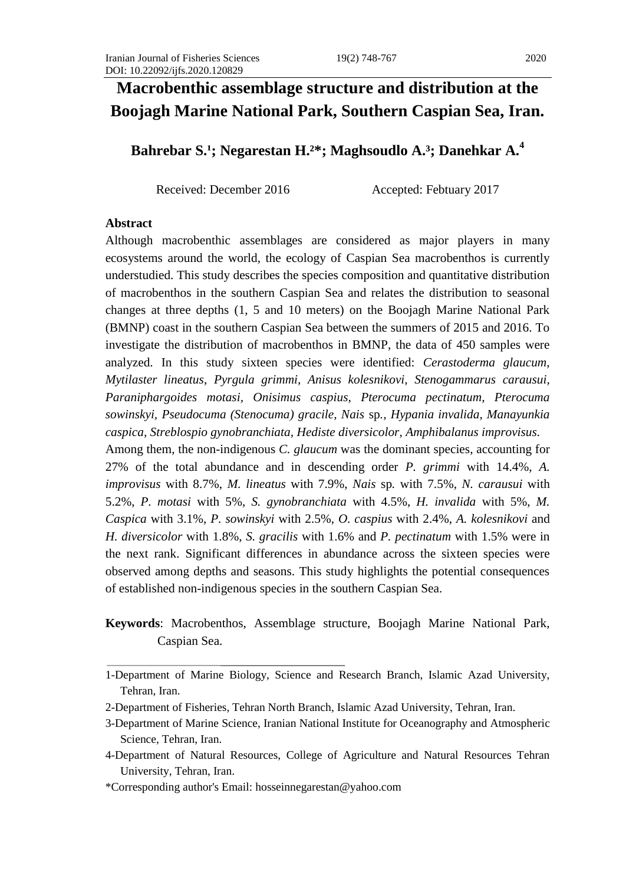# Macrobenthic assemblage structure and distribution at the Boojagh Marine National Park, Southern Caspian Sea, Iran.

**Bahrebar S.[1]; Negarestan H.[2]*; Maghsoudlo A.[3]; Danehkar A.[4]**

Received: December 2016 Accepted: Febtuary 2017

## Abstract

Although macrobenthic assemblages are considered as major players in many ecosystems around the world, the ecology of Caspian Sea macrobenthos is currently understudied. This study describes the species composition and quantitative distribution of macrobenthos in the southern Caspian Sea and relates the distribution to seasonal changes at three depths (1, 5 and 10 meters) on the Boojagh Marine National Park (BMNP) coast in the southern Caspian Sea between the summers of 2015 and 2016. To investigate the distribution of macrobenthos in BMNP, the data of 450 samples were analyzed. In this study sixteen species were identified: *Cerastoderma glaucum*, *Mytilaster lineatus*, *Pyrgula grimmi*, *Anisus kolesnikovi*, *Stenogammarus carausui*, *Paraniphargoides motasi*, *Onisimus caspius*, *Pterocuma pectinatum*, *Pterocuma sowinskyi*, *Pseudocuma (Stenocuma) gracile*, *Nais* sp., *Hypania invalida*, *Manayunkia caspica*, *Streblospio gynobranchiata*, *Hediste diversicolor*, *Amphibalanus improvisus*.

Among them, the non-indigenous *C. glaucum* was the dominant species, accounting for 27% of the total abundance and in descending order *P. grimmi* with 14.4%, *A. improvisus* with 8.7%, *M. lineatus* with 7.9%, *Nais* sp. with 7.5%, *N. carausui* with 5.2%, *P. motasi* with 5%, *S. gynobranchiata* with 4.5%, *H. invalida* with 5%, *M. Caspica* with 3.1%, *P. sowinskyi* with 2.5%, *O. caspius* with 2.4%, *A. kolesnikovi* and *H. diversicolor* with 1.8%, *S. gracilis* with 1.6% and *P. pectinatum* with 1.5% were in the next rank. Significant differences in abundance across the sixteen species were observed among depths and seasons. This study highlights the potential consequences of established non-indigenous species in the southern Caspian Sea.

**Keywords**: Macrobenthos, Assemblage structure, Boojagh Marine National Park, Caspian Sea.

---

1-Department of Marine Biology, Science and Research Branch, Islamic Azad University, Tehran, Iran.

2-Department of Fisheries, Tehran North Branch, Islamic Azad University, Tehran, Iran.

3-Department of Marine Science, Iranian National Institute for Oceanography and Atmospheric Science, Tehran, Iran.

4-Department of Natural Resources, College of Agriculture and Natural Resources Tehran University, Tehran, Iran.

*Corresponding author's Email: hosseinnegarestan@yahoo.com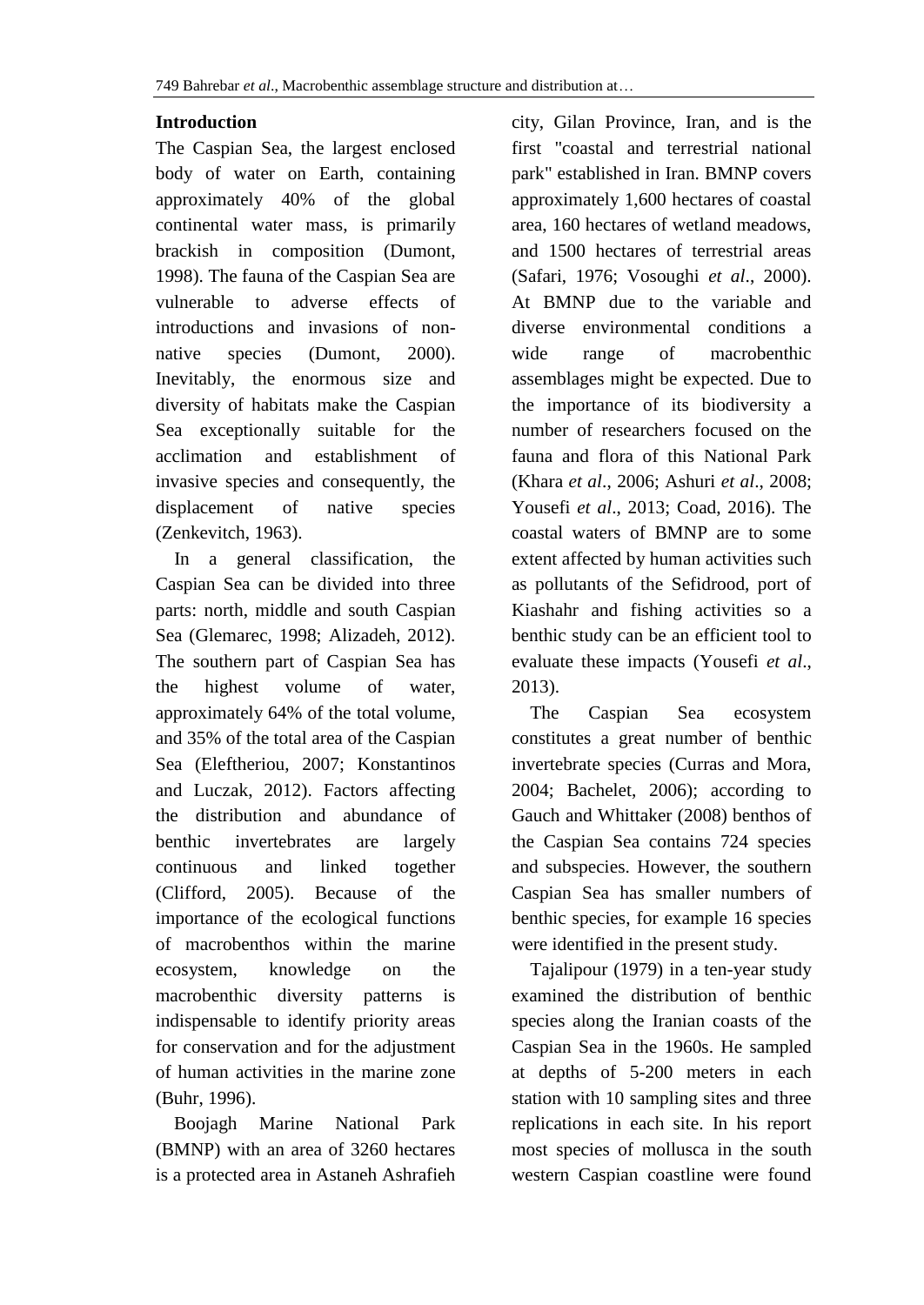## Introduction

The Caspian Sea, the largest enclosed body of water on Earth, containing approximately 40% of the global continental water mass, is primarily brackish in composition (Dumont, 1998). The fauna of the Caspian Sea are vulnerable to adverse effects of introductions and invasions of non-native species (Dumont, 2000). Inevitably, the enormous size and diversity of habitats make the Caspian Sea exceptionally suitable for the acclimation and establishment of invasive species and consequently, the displacement of native species (Zenkevitch, 1963).

In a general classification, the Caspian Sea can be divided into three parts: north, middle and south Caspian Sea (Glemarec, 1998; Alizadeh, 2012). The southern part of Caspian Sea has the highest volume of water, approximately 64% of the total volume, and 35% of the total area of the Caspian Sea (Eleftheriou, 2007; Konstantinos and Luczak, 2012). Factors affecting the distribution and abundance of benthic invertebrates are largely continuous and linked together (Clifford, 2005). Because of the importance of the ecological functions of macrobenthos within the marine ecosystem, knowledge on the macrobenthic diversity patterns is indispensable to identify priority areas for conservation and for the adjustment of human activities in the marine zone (Buhr, 1996).

Boojagh Marine National Park (BMNP) with an area of 3260 hectares is a protected area in Astaneh Ashrafieh city, Gilan Province, Iran, and is the first "coastal and terrestrial national park" established in Iran. BMNP covers approximately 1,600 hectares of coastal area, 160 hectares of wetland meadows, and 1500 hectares of terrestrial areas (Safari, 1976; Vosoughi *et al*., 2000). At BMNP due to the variable and diverse environmental conditions a wide range of macrobenthic assemblages might be expected. Due to the importance of its biodiversity a number of researchers focused on the fauna and flora of this National Park (Khara *et al*., 2006; Ashuri *et al*., 2008; Yousefi *et al*., 2013; Coad, 2016). The coastal waters of BMNP are to some extent affected by human activities such as pollutants of the Sefidrood, port of Kiashahr and fishing activities so a benthic study can be an efficient tool to evaluate these impacts (Yousefi *et al*., 2013).

The Caspian Sea ecosystem constitutes a great number of benthic invertebrate species (Curras and Mora, 2004; Bachelet, 2006); according to Gauch and Whittaker (2008) benthos of the Caspian Sea contains 724 species and subspecies. However, the southern Caspian Sea has smaller numbers of benthic species, for example 16 species were identified in the present study.

Tajalipour (1979) in a ten-year study examined the distribution of benthic species along the Iranian coasts of the Caspian Sea in the 1960s. He sampled at depths of 5-200 meters in each station with 10 sampling sites and three replications in each site. In his report most species of mollusca in the south western Caspian coastline were found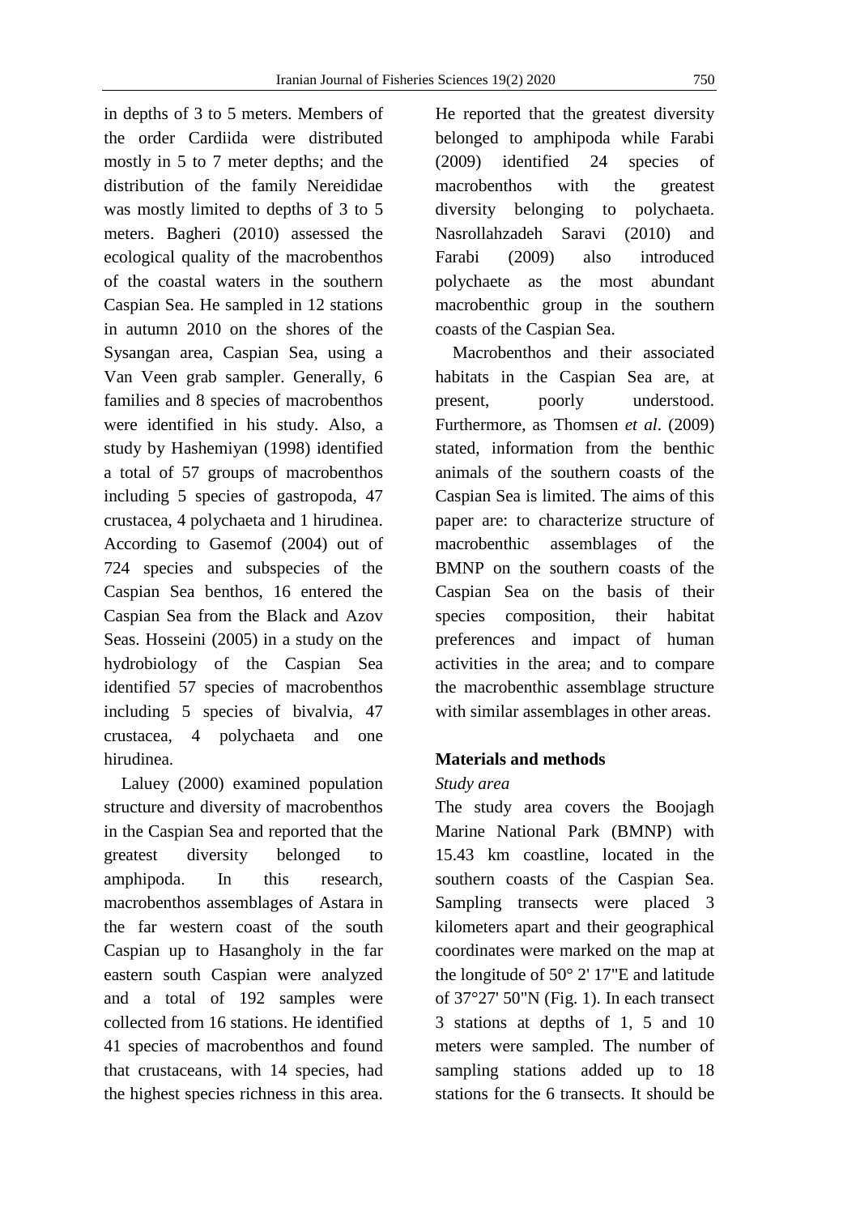in depths of 3 to 5 meters. Members of the order Cardiida were distributed mostly in 5 to 7 meter depths; and the distribution of the family Nereididae was mostly limited to depths of 3 to 5 meters. Bagheri (2010) assessed the ecological quality of the macrobenthos of the coastal waters in the southern Caspian Sea. He sampled in 12 stations in autumn 2010 on the shores of the Sysangan area, Caspian Sea, using a Van Veen grab sampler. Generally, 6 families and 8 species of macrobenthos were identified in his study. Also, a study by Hashemiyan (1998) identified a total of 57 groups of macrobenthos including 5 species of gastropoda, 47 crustacea, 4 polychaeta and 1 hirudinea. According to Gasemof (2004) out of 724 species and subspecies of the Caspian Sea benthos, 16 entered the Caspian Sea from the Black and Azov Seas. Hosseini (2005) in a study on the hydrobiology of the Caspian Sea identified 57 species of macrobenthos including 5 species of bivalvia, 47 crustacea, 4 polychaeta and one hirudinea.

Laluey (2000) examined population structure and diversity of macrobenthos in the Caspian Sea and reported that the greatest diversity belonged to amphipoda. In this research, macrobenthos assemblages of Astara in the far western coast of the south Caspian up to Hasangholy in the far eastern south Caspian were analyzed and a total of 192 samples were collected from 16 stations. He identified 41 species of macrobenthos and found that crustaceans, with 14 species, had the highest species richness in this area. He reported that the greatest diversity belonged to amphipoda while Farabi (2009) identified 24 species of macrobenthos with the greatest diversity belonging to polychaeta. Nasrollahzadeh Saravi (2010) and Farabi (2009) also introduced polychaete as the most abundant macrobenthic group in the southern coasts of the Caspian Sea.

Macrobenthos and their associated habitats in the Caspian Sea are, at present, poorly understood. Furthermore, as Thomsen *et al*. (2009) stated, information from the benthic animals of the southern coasts of the Caspian Sea is limited. The aims of this paper are: to characterize structure of macrobenthic assemblages of the BMNP on the southern coasts of the Caspian Sea on the basis of their species composition, their habitat preferences and impact of human activities in the area; and to compare the macrobenthic assemblage structure with similar assemblages in other areas.

## Materials and methods

### *Study area*

The study area covers the Boojagh Marine National Park (BMNP) with 15.43 km coastline, located in the southern coasts of the Caspian Sea. Sampling transects were placed 3 kilometers apart and their geographical coordinates were marked on the map at the longitude of 50° 2' 17"E and latitude of 37°27' 50"N (Fig. 1). In each transect 3 stations at depths of 1, 5 and 10 meters were sampled. The number of sampling stations added up to 18 stations for the 6 transects. It should be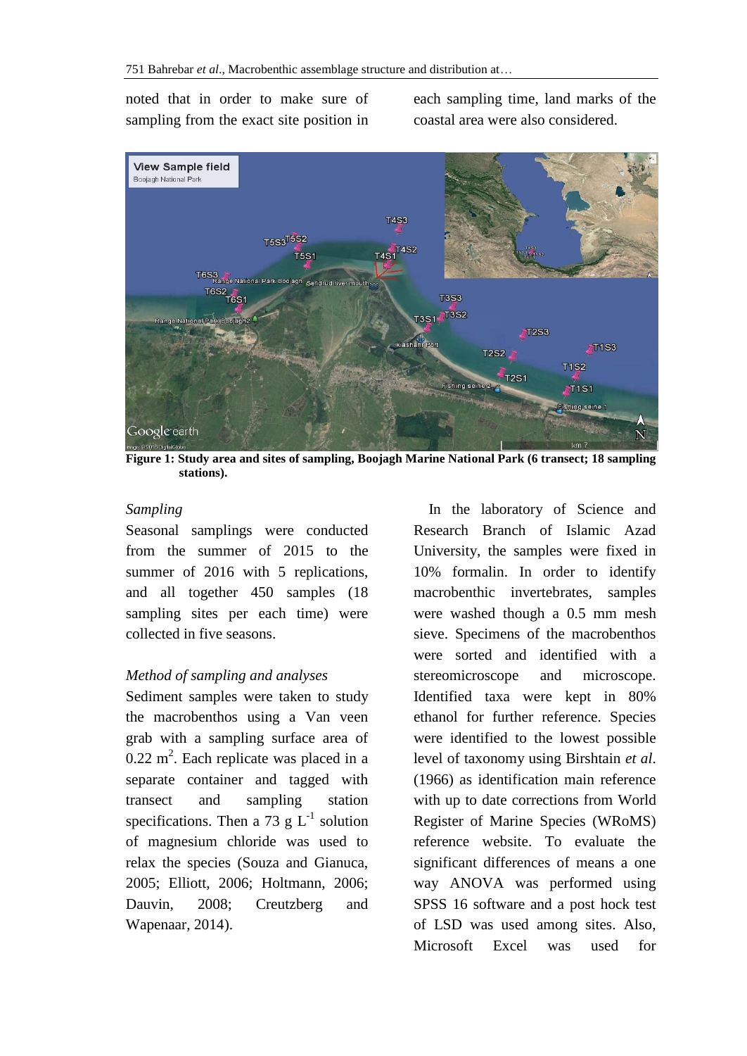noted that in order to make sure of sampling from the exact site position in each sampling time, land marks of the coastal area were also considered.

**Figure 1: Study area and sites of sampling, Boojagh Marine National Park (6 transect; 18 sampling stations).**

*Sampling*

Seasonal samplings were conducted from the summer of 2015 to the summer of 2016 with 5 replications, and all together 450 samples (18 sampling sites per each time) were collected in five seasons.

*Method of sampling and analyses*

Sediment samples were taken to study the macrobenthos using a Van veen grab with a sampling surface area of 0.22 $m^2$. Each replicate was placed in a separate container and tagged with transect and sampling station specifications. Then a 73 g $L^{-1}$ solution of magnesium chloride was used to relax the species (Souza and Gianuca, 2005; Elliott, 2006; Holtmann, 2006; Dauvin, 2008; Creutzberg and Wapenaar, 2014).

In the laboratory of Science and Research Branch of Islamic Azad University, the samples were fixed in 10% formalin. In order to identify macrobenthic invertebrates, samples were washed though a 0.5 mm mesh sieve. Specimens of the macrobenthos were sorted and identified with a stereomicroscope and microscope. Identified taxa were kept in 80% ethanol for further reference. Species were identified to the lowest possible level of taxonomy using Birshtain *et al.* (1966) as identification main reference with up to date corrections from World Register of Marine Species (WRoMS) reference website. To evaluate the significant differences of means a one way ANOVA was performed using SPSS 16 software and a post hock test of LSD was used among sites. Also, Microsoft Excel was used for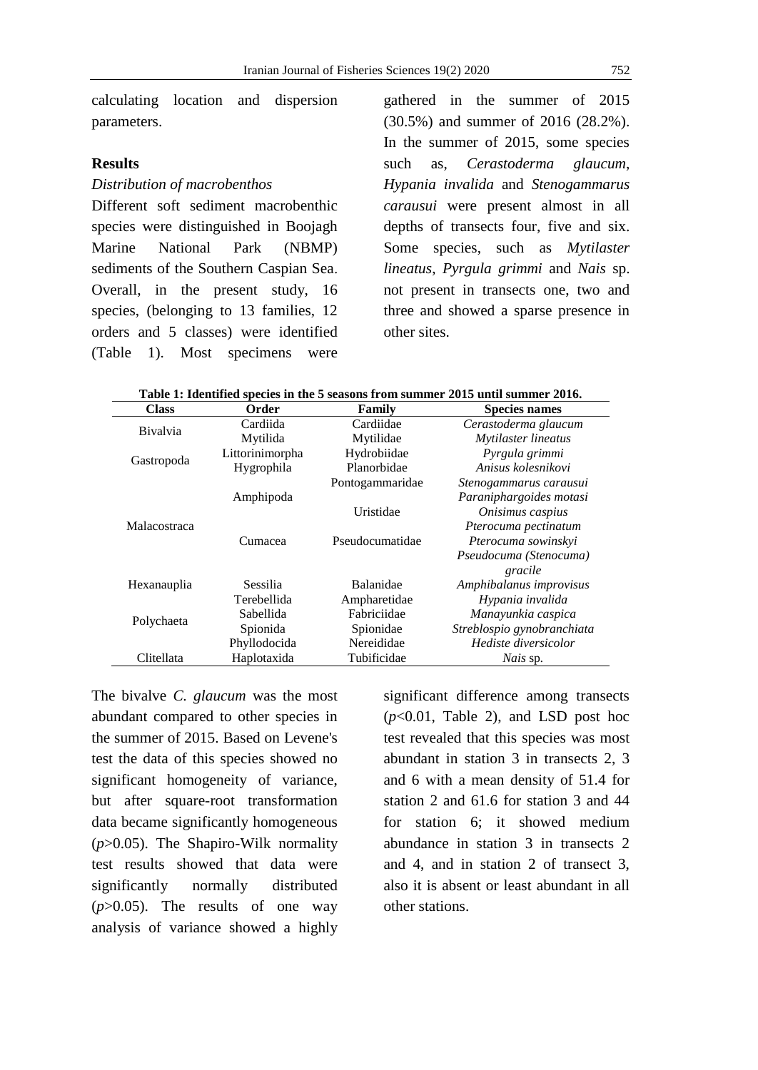calculating location and dispersion parameters.

## Results

### *Distribution of macrobenthos*

Different soft sediment macrobenthic species were distinguished in Boojagh Marine National Park (NBMP) sediments of the Southern Caspian Sea. Overall, in the present study, 16 species, (belonging to 13 families, 12 orders and 5 classes) were identified (Table 1). Most specimens were gathered in the summer of 2015 (30.5%) and summer of 2016 (28.2%). In the summer of 2015, some species such as, *Cerastoderma glaucum*, *Hypania invalida* and *Stenogammarus carausui* were present almost in all depths of transects four, five and six. Some species, such as *Mytilaster lineatus*, *Pyrgula grimmi* and *Nais* sp. not present in transects one, two and three and showed a sparse presence in other sites.

**Table 1: Identified species in the 5 seasons from summer 2015 until summer 2016.**

| Class | Order | Family | Species names |
|---|---|---|---|
| Bivalvia | Cardiida | Cardiidae | *Cerastoderma glaucum* |
| | Mytilida | Mytilidae | *Mytilaster lineatus* |
| Gastropoda | Littorinimorpha | Hydrobiidae | *Pyrgula grimmi* |
| | Hygrophila | Planorbidae | *Anisus kolesnikovi* |
| Malacostraca | Amphipoda | Pontogammaridae | *Stenogammarus carausui* |
| | | | *Paraniphargoides motasi* |
| | | Uristidae | *Onisimus caspius* |
| | Cumacea | Pseudocumatidae | *Pterocuma pectinatum* |
| | | | *Pterocuma sowinskyi* |
| | | | *Pseudocuma (Stenocuma) gracile* |
| Hexanauplia | Sessilia | Balanidae | *Amphibalanus improvisus* |
| Polychaeta | Terebellida | Ampharetidae | *Hypania invalida* |
| | Sabellida | Fabriciidae | *Manayunkia caspica* |
| | Spionida | Spionidae | *Streblospio gynobranchiata* |
| | Phyllodocida | Nereididae | *Hediste diversicolor* |
| Clitellata | Haplotaxida | Tubificidae | *Nais* sp. |

The bivalve *C. glaucum* was the most abundant compared to other species in the summer of 2015. Based on Levene's test the data of this species showed no significant homogeneity of variance, but after square-root transformation data became significantly homogeneous ($p>0.05$). The Shapiro-Wilk normality test results showed that data were significantly normally distributed ($p>0.05$). The results of one way analysis of variance showed a highly significant difference among transects ($p<0.01$, Table 2), and LSD post hoc test revealed that this species was most abundant in station 3 in transects 2, 3 and 6 with a mean density of 51.4 for station 2 and 61.6 for station 3 and 44 for station 6; it showed medium abundance in station 3 in transects 2 and 4, and in station 2 of transect 3, also it is absent or least abundant in all other stations.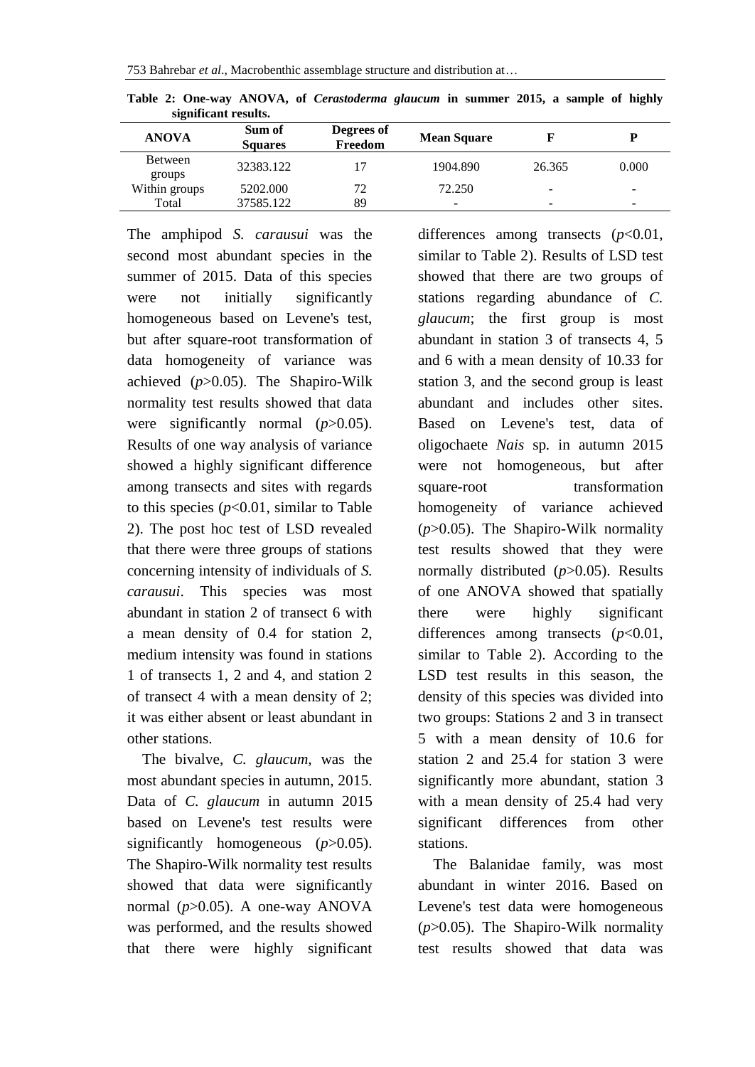**Table 2: One-way ANOVA, of *Cerastoderma glaucum* in summer 2015, a sample of highly significant results.**

| ANOVA | Sum of Squares | Degrees of Freedom | Mean Square | F | P |
|---|---|---|---|---|---|
| Between groups | 32383.122 | 17 | 1904.890 | 26.365 | 0.000 |
| Within groups | 5202.000 | 72 | 72.250 | - | - |
| Total | 37585.122 | 89 | - | - | - |

The amphipod *S. carausui* was the second most abundant species in the summer of 2015. Data of this species were not initially significantly homogeneous based on Levene's test, but after square-root transformation of data homogeneity of variance was achieved ($p$>0.05). The Shapiro-Wilk normality test results showed that data were significantly normal ($p$>0.05). Results of one way analysis of variance showed a highly significant difference among transects and sites with regards to this species ($p$<0.01, similar to Table 2). The post hoc test of LSD revealed that there were three groups of stations concerning intensity of individuals of *S. carausui*. This species was most abundant in station 2 of transect 6 with a mean density of 0.4 for station 2, medium intensity was found in stations 1 of transects 1, 2 and 4, and station 2 of transect 4 with a mean density of 2; it was either absent or least abundant in other stations.

The bivalve, *C. glaucum*, was the most abundant species in autumn, 2015. Data of *C. glaucum* in autumn 2015 based on Levene's test results were significantly homogeneous ($p$>0.05). The Shapiro-Wilk normality test results showed that data were significantly normal ($p$>0.05). A one-way ANOVA was performed, and the results showed that there were highly significant differences among transects ($p$<0.01, similar to Table 2). Results of LSD test showed that there are two groups of stations regarding abundance of *C. glaucum*; the first group is most abundant in station 3 of transects 4, 5 and 6 with a mean density of 10.33 for station 3, and the second group is least abundant and includes other sites. Based on Levene's test, data of oligochaete *Nais* sp. in autumn 2015 were not homogeneous, but after square-root transformation homogeneity of variance achieved ($p$>0.05). The Shapiro-Wilk normality test results showed that they were normally distributed ($p$>0.05). Results of one ANOVA showed that spatially there were highly significant differences among transects ($p$<0.01, similar to Table 2). According to the LSD test results in this season, the density of this species was divided into two groups: Stations 2 and 3 in transect 5 with a mean density of 10.6 for station 2 and 25.4 for station 3 were significantly more abundant, station 3 with a mean density of 25.4 had very significant differences from other stations.

The Balanidae family, was most abundant in winter 2016. Based on Levene's test data were homogeneous ($p$>0.05). The Shapiro-Wilk normality test results showed that data was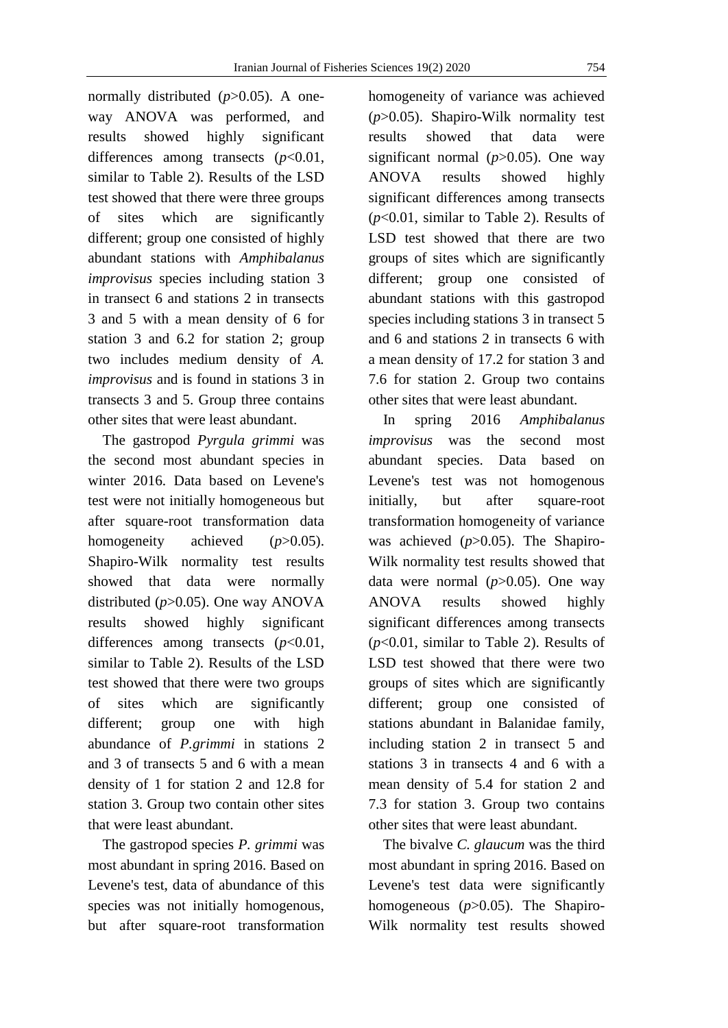normally distributed ($p$>0.05). A one-way ANOVA was performed, and results showed highly significant differences among transects ($p$<0.01, similar to Table 2). Results of the LSD test showed that there were three groups of sites which are significantly different; group one consisted of highly abundant stations with *Amphibalanus improvisus* species including station 3 in transect 6 and stations 2 in transects 3 and 5 with a mean density of 6 for station 3 and 6.2 for station 2; group two includes medium density of *A. improvisus* and is found in stations 3 in transects 3 and 5. Group three contains other sites that were least abundant.

The gastropod *Pyrgula grimmi* was the second most abundant species in winter 2016. Data based on Levene's test were not initially homogeneous but after square-root transformation data homogeneity achieved ($p$>0.05). Shapiro-Wilk normality test results showed that data were normally distributed ($p$>0.05). One way ANOVA results showed highly significant differences among transects ($p$<0.01, similar to Table 2). Results of the LSD test showed that there were two groups of sites which are significantly different; group one with high abundance of *P.grimmi* in stations 2 and 3 of transects 5 and 6 with a mean density of 1 for station 2 and 12.8 for station 3. Group two contain other sites that were least abundant.

The gastropod species *P. grimmi* was most abundant in spring 2016. Based on Levene's test, data of abundance of this species was not initially homogenous, but after square-root transformation homogeneity of variance was achieved ($p$>0.05). Shapiro-Wilk normality test results showed that data were significant normal ($p$>0.05). One way ANOVA results showed highly significant differences among transects ($p$<0.01, similar to Table 2). Results of LSD test showed that there are two groups of sites which are significantly different; group one consisted of abundant stations with this gastropod species including stations 3 in transect 5 and 6 and stations 2 in transects 6 with a mean density of 17.2 for station 3 and 7.6 for station 2. Group two contains other sites that were least abundant.

In spring 2016 *Amphibalanus improvisus* was the second most abundant species. Data based on Levene's test was not homogenous initially, but after square-root transformation homogeneity of variance was achieved ($p$>0.05). The Shapiro-Wilk normality test results showed that data were normal ($p$>0.05). One way ANOVA results showed highly significant differences among transects ($p$<0.01, similar to Table 2). Results of LSD test showed that there were two groups of sites which are significantly different; group one consisted of stations abundant in Balanidae family, including station 2 in transect 5 and stations 3 in transects 4 and 6 with a mean density of 5.4 for station 2 and 7.3 for station 3. Group two contains other sites that were least abundant.

The bivalve *C. glaucum* was the third most abundant in spring 2016. Based on Levene's test data were significantly homogeneous ($p$>0.05). The Shapiro-Wilk normality test results showed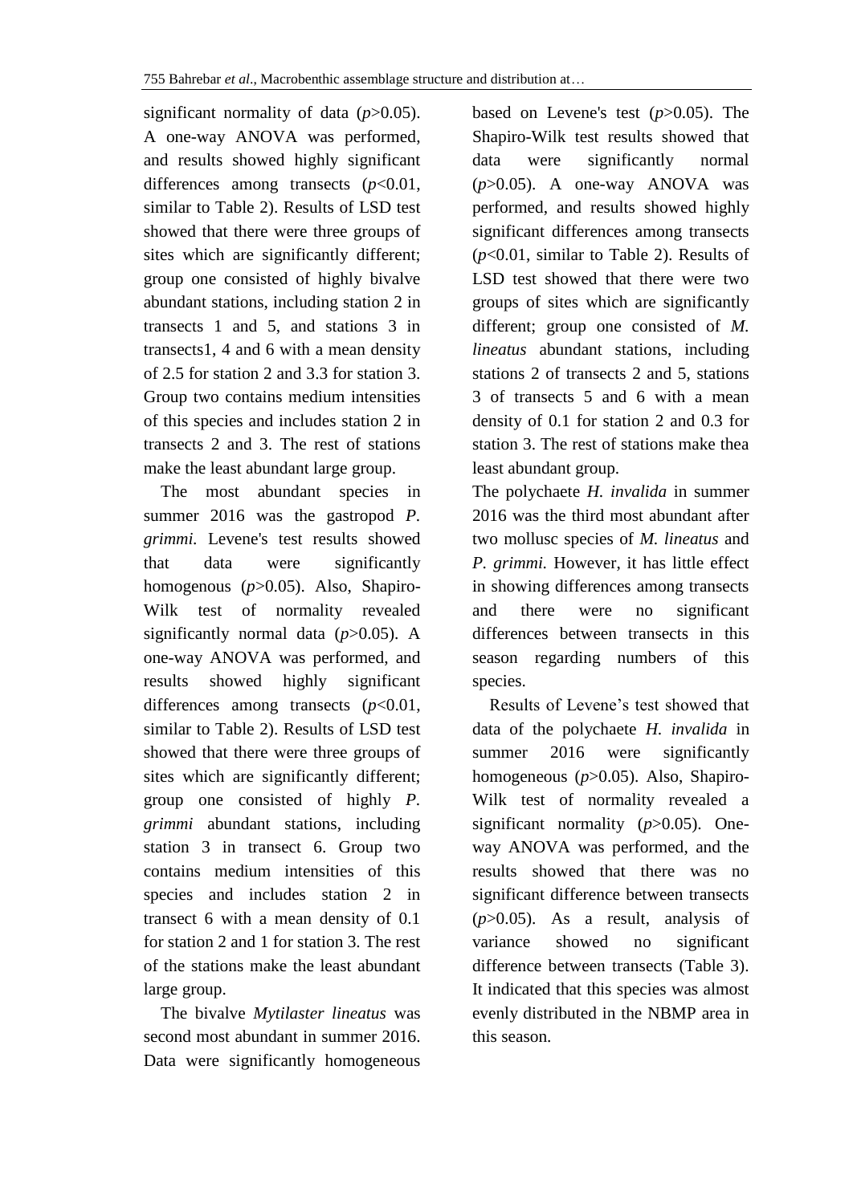significant normality of data ($p$>0.05). A one-way ANOVA was performed, and results showed highly significant differences among transects ($p$<0.01, similar to Table 2). Results of LSD test showed that there were three groups of sites which are significantly different; group one consisted of highly bivalve abundant stations, including station 2 in transects 1 and 5, and stations 3 in transects1, 4 and 6 with a mean density of 2.5 for station 2 and 3.3 for station 3. Group two contains medium intensities of this species and includes station 2 in transects 2 and 3. The rest of stations make the least abundant large group.

The most abundant species in summer 2016 was the gastropod *P. grimmi.* Levene's test results showed that data were significantly homogenous ($p$>0.05). Also, Shapiro-Wilk test of normality revealed significantly normal data ($p$>0.05). A one-way ANOVA was performed, and results showed highly significant differences among transects ($p$<0.01, similar to Table 2). Results of LSD test showed that there were three groups of sites which are significantly different; group one consisted of highly *P. grimmi* abundant stations, including station 3 in transect 6. Group two contains medium intensities of this species and includes station 2 in transect 6 with a mean density of 0.1 for station 2 and 1 for station 3. The rest of the stations make the least abundant large group.

The bivalve *Mytilaster lineatus* was second most abundant in summer 2016. Data were significantly homogeneous based on Levene's test ($p$>0.05). The Shapiro-Wilk test results showed that data were significantly normal ($p$>0.05). A one-way ANOVA was performed, and results showed highly significant differences among transects ($p$<0.01, similar to Table 2). Results of LSD test showed that there were two groups of sites which are significantly different; group one consisted of *M. lineatus* abundant stations, including stations 2 of transects 2 and 5, stations 3 of transects 5 and 6 with a mean density of 0.1 for station 2 and 0.3 for station 3. The rest of stations make thea least abundant group.

The polychaete *H. invalida* in summer 2016 was the third most abundant after two mollusc species of *M. lineatus* and *P. grimmi.* However, it has little effect in showing differences among transects and there were no significant differences between transects in this season regarding numbers of this species.

Results of Levene's test showed that data of the polychaete *H. invalida* in summer 2016 were significantly homogeneous ($p$>0.05). Also, Shapiro-Wilk test of normality revealed a significant normality ($p$>0.05). One-way ANOVA was performed, and the results showed that there was no significant difference between transects ($p$>0.05). As a result, analysis of variance showed no significant difference between transects (Table 3). It indicated that this species was almost evenly distributed in the NBMP area in this season.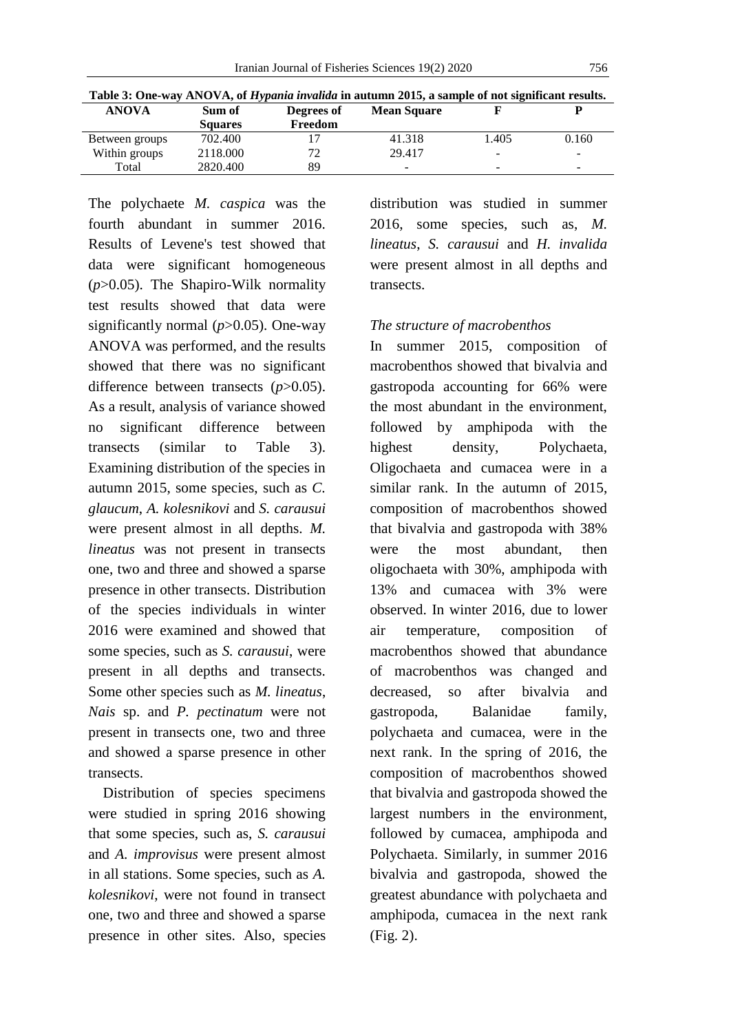**Table 3: One-way ANOVA, of *Hypania invalida* in autumn 2015, a sample of not significant results.**

| ANOVA | Sum of Squares | Degrees of Freedom | Mean Square | F | P |
|---|---|---|---|---|---|
| Between groups | 702.400 | 17 | 41.318 | 1.405 | 0.160 |
| Within groups | 2118.000 | 72 | 29.417 | - | - |
| Total | 2820.400 | 89 | - | - | - |

The polychaete *M. caspica* was the fourth abundant in summer 2016. Results of Levene's test showed that data were significant homogeneous ($p$>0.05). The Shapiro-Wilk normality test results showed that data were significantly normal ($p$>0.05). One-way ANOVA was performed, and the results showed that there was no significant difference between transects ($p$>0.05). As a result, analysis of variance showed no significant difference between transects (similar to Table 3). Examining distribution of the species in autumn 2015, some species, such as *C. glaucum*, *A. kolesnikovi* and *S. carausui* were present almost in all depths. *M. lineatus* was not present in transects one, two and three and showed a sparse presence in other transects. Distribution of the species individuals in winter 2016 were examined and showed that some species, such as *S. carausui*, were present in all depths and transects. Some other species such as *M. lineatus*, *Nais* sp. and *P. pectinatum* were not present in transects one, two and three and showed a sparse presence in other transects.

Distribution of species specimens were studied in spring 2016 showing that some species, such as, *S. carausui* and *A. improvisus* were present almost in all stations. Some species, such as *A. kolesnikovi*, were not found in transect one, two and three and showed a sparse presence in other sites. Also, species distribution was studied in summer 2016, some species, such as, *M. lineatus*, *S. carausui* and *H. invalida* were present almost in all depths and transects.

*The structure of macrobenthos*

In summer 2015, composition of macrobenthos showed that bivalvia and gastropoda accounting for 66% were the most abundant in the environment, followed by amphipoda with the highest density, Polychaeta, Oligochaeta and cumacea were in a similar rank. In the autumn of 2015, composition of macrobenthos showed that bivalvia and gastropoda with 38% were the most abundant, then oligochaeta with 30%, amphipoda with 13% and cumacea with 3% were observed. In winter 2016, due to lower air temperature, composition of macrobenthos showed that abundance of macrobenthos was changed and decreased, so after bivalvia and gastropoda, Balanidae family, polychaeta and cumacea, were in the next rank. In the spring of 2016, the composition of macrobenthos showed that bivalvia and gastropoda showed the largest numbers in the environment, followed by cumacea, amphipoda and Polychaeta. Similarly, in summer 2016 bivalvia and gastropoda, showed the greatest abundance with polychaeta and amphipoda, cumacea in the next rank (Fig. 2).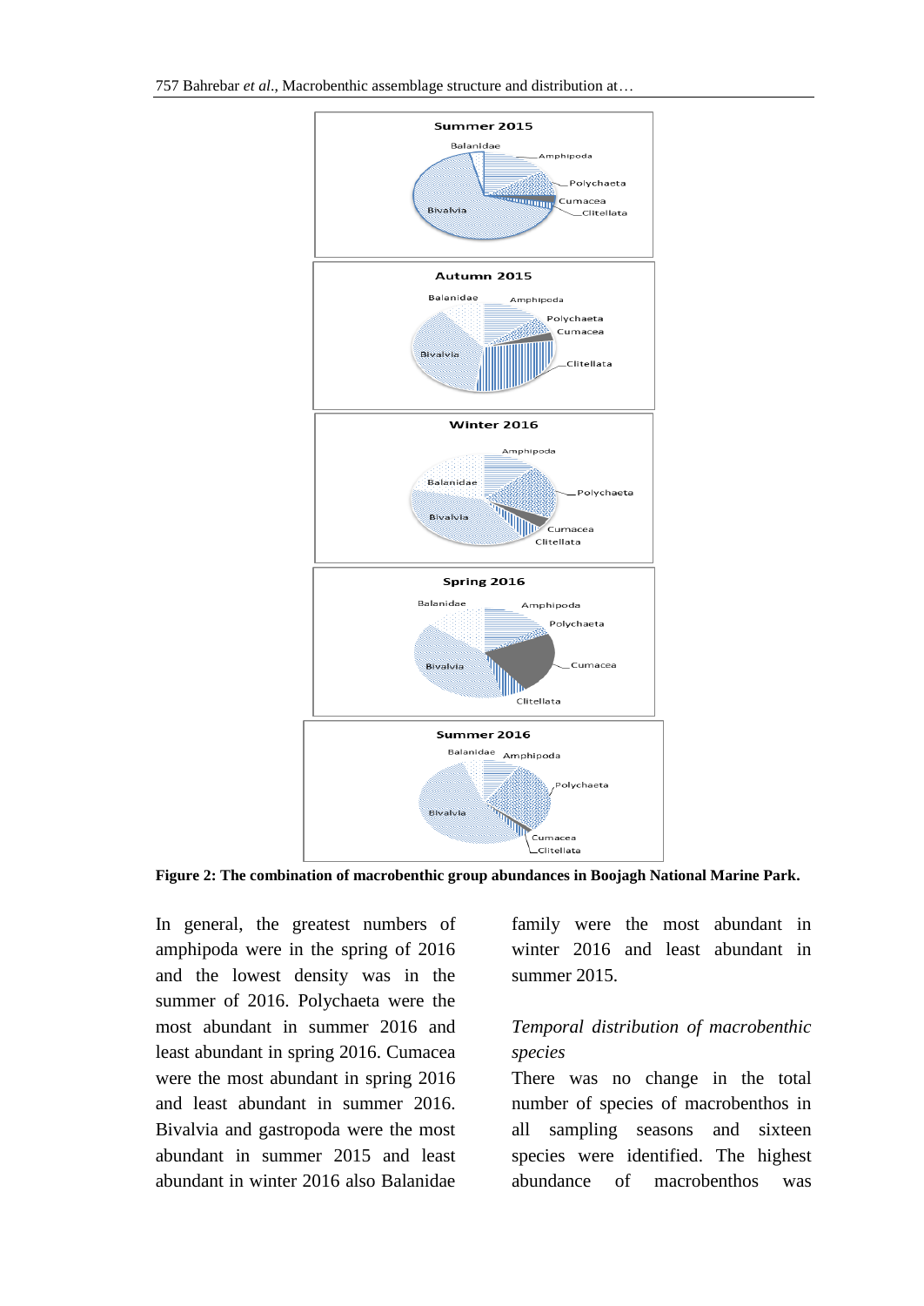Figure 2: The combination of macrobenthic group abundances in Boojagh National Marine Park.

In general, the greatest numbers of amphipoda were in the spring of 2016 and the lowest density was in the summer of 2016. Polychaeta were the most abundant in summer 2016 and least abundant in spring 2016. Cumacea were the most abundant in spring 2016 and least abundant in summer 2016. Bivalvia and gastropoda were the most abundant in summer 2015 and least abundant in winter 2016 also Balanidae family were the most abundant in winter 2016 and least abundant in summer 2015.

*Temporal distribution of macrobenthic species*

There was no change in the total number of species of macrobenthos in all sampling seasons and sixteen species were identified. The highest abundance of macrobenthos was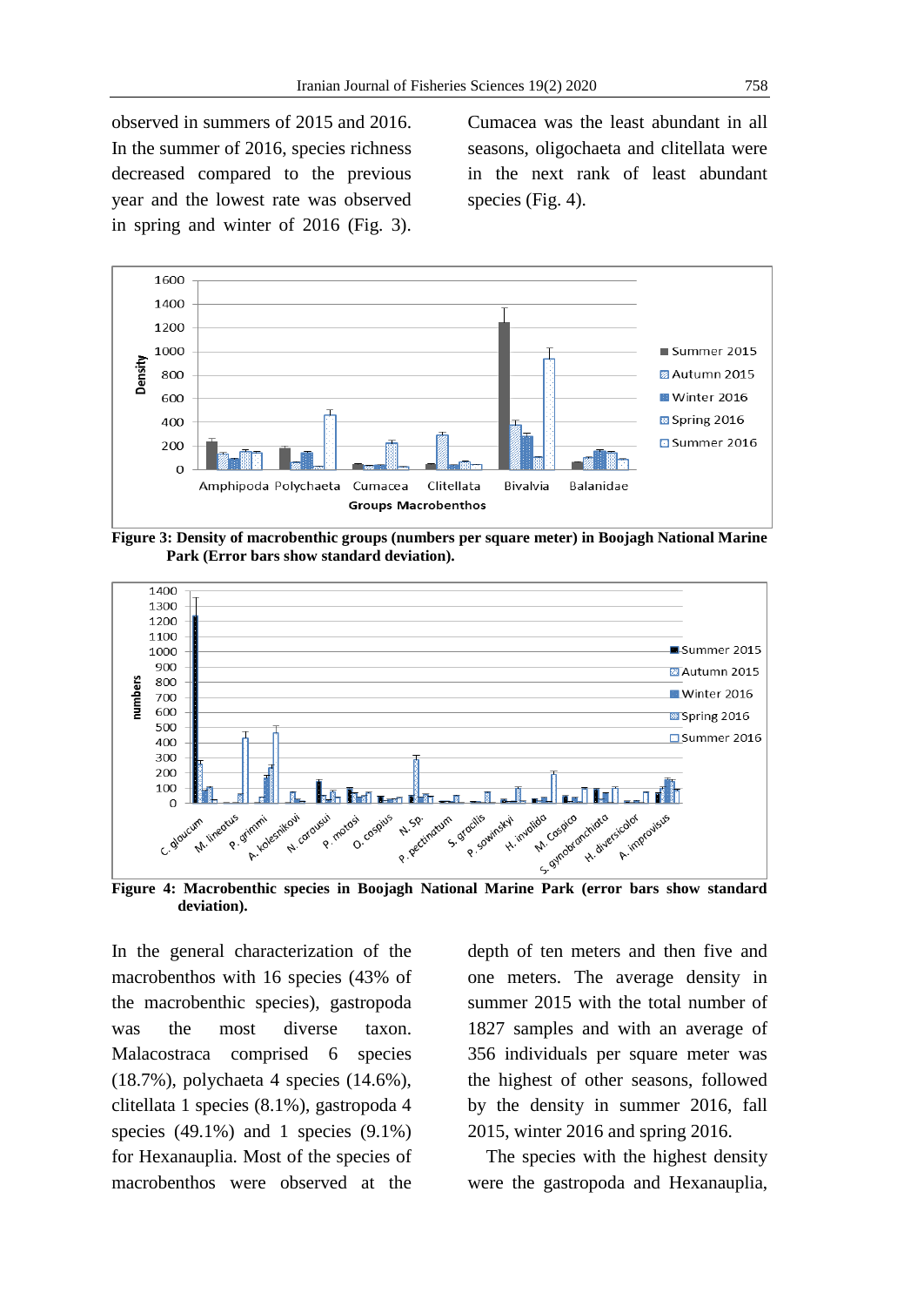observed in summers of 2015 and 2016. In the summer of 2016, species richness decreased compared to the previous year and the lowest rate was observed in spring and winter of 2016 (Fig. 3). Cumacea was the least abundant in all seasons, oligochaeta and clitellata were in the next rank of least abundant species (Fig. 4).

**Figure 3: Density of macrobenthic groups (numbers per square meter) in Boojagh National Marine Park (Error bars show standard deviation).**

**Figure 4: Macrobenthic species in Boojagh National Marine Park (error bars show standard deviation).**

In the general characterization of the macrobenthos with 16 species (43% of the macrobenthic species), gastropoda was the most diverse taxon. Malacostraca comprised 6 species (18.7%), polychaeta 4 species (14.6%), clitellata 1 species (8.1%), gastropoda 4 species (49.1%) and 1 species (9.1%) for Hexanauplia. Most of the species of macrobenthos were observed at the depth of ten meters and then five and one meters. The average density in summer 2015 with the total number of 1827 samples and with an average of 356 individuals per square meter was the highest of other seasons, followed by the density in summer 2016, fall 2015, winter 2016 and spring 2016.

The species with the highest density were the gastropoda and Hexanauplia,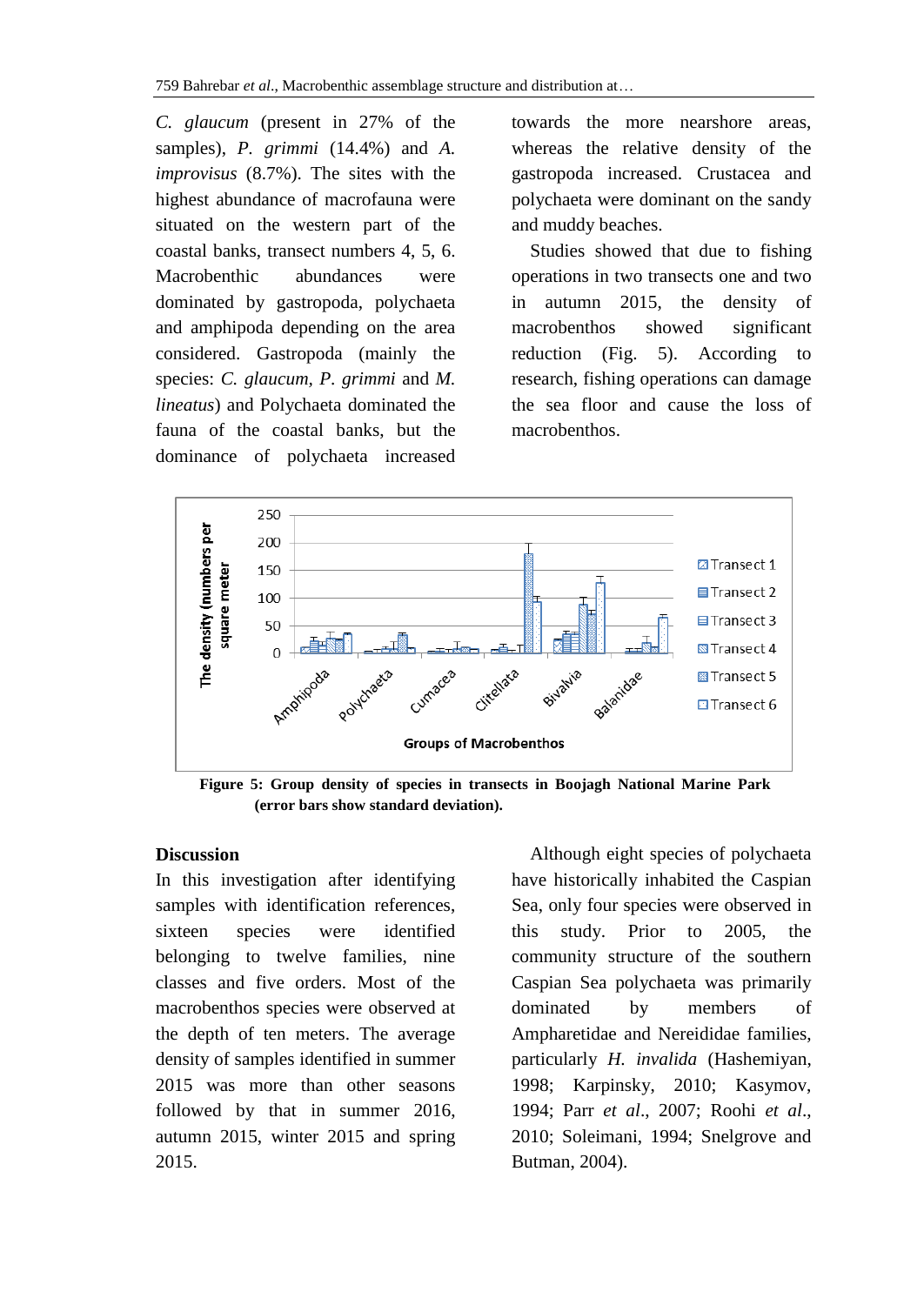*C. glaucum* (present in 27% of the samples), *P. grimmi* (14.4%) and *A. improvisus* (8.7%). The sites with the highest abundance of macrofauna were situated on the western part of the coastal banks, transect numbers 4, 5, 6. Macrobenthic abundances were dominated by gastropoda, polychaeta and amphipoda depending on the area considered. Gastropoda (mainly the species: *C. glaucum, P. grimmi* and *M. lineatus*) and Polychaeta dominated the fauna of the coastal banks, but the dominance of polychaeta increased towards the more nearshore areas, whereas the relative density of the gastropoda increased. Crustacea and polychaeta were dominant on the sandy and muddy beaches.

Studies showed that due to fishing operations in two transects one and two in autumn 2015, the density of macrobenthos showed significant reduction (Fig. 5). According to research, fishing operations can damage the sea floor and cause the loss of macrobenthos.

**Figure 5: Group density of species in transects in Boojagh National Marine Park (error bars show standard deviation).**

## Discussion

In this investigation after identifying samples with identification references, sixteen species were identified belonging to twelve families, nine classes and five orders. Most of the macrobenthos species were observed at the depth of ten meters. The average density of samples identified in summer 2015 was more than other seasons followed by that in summer 2016, autumn 2015, winter 2015 and spring 2015.

Although eight species of polychaeta have historically inhabited the Caspian Sea, only four species were observed in this study. Prior to 2005, the community structure of the southern Caspian Sea polychaeta was primarily dominated by members of Ampharetidae and Nereididae families, particularly *H. invalida* (Hashemiyan, 1998; Karpinsky, 2010; Kasymov, 1994; Parr *et al*., 2007; Roohi *et al*., 2010; Soleimani, 1994; Snelgrove and Butman, 2004).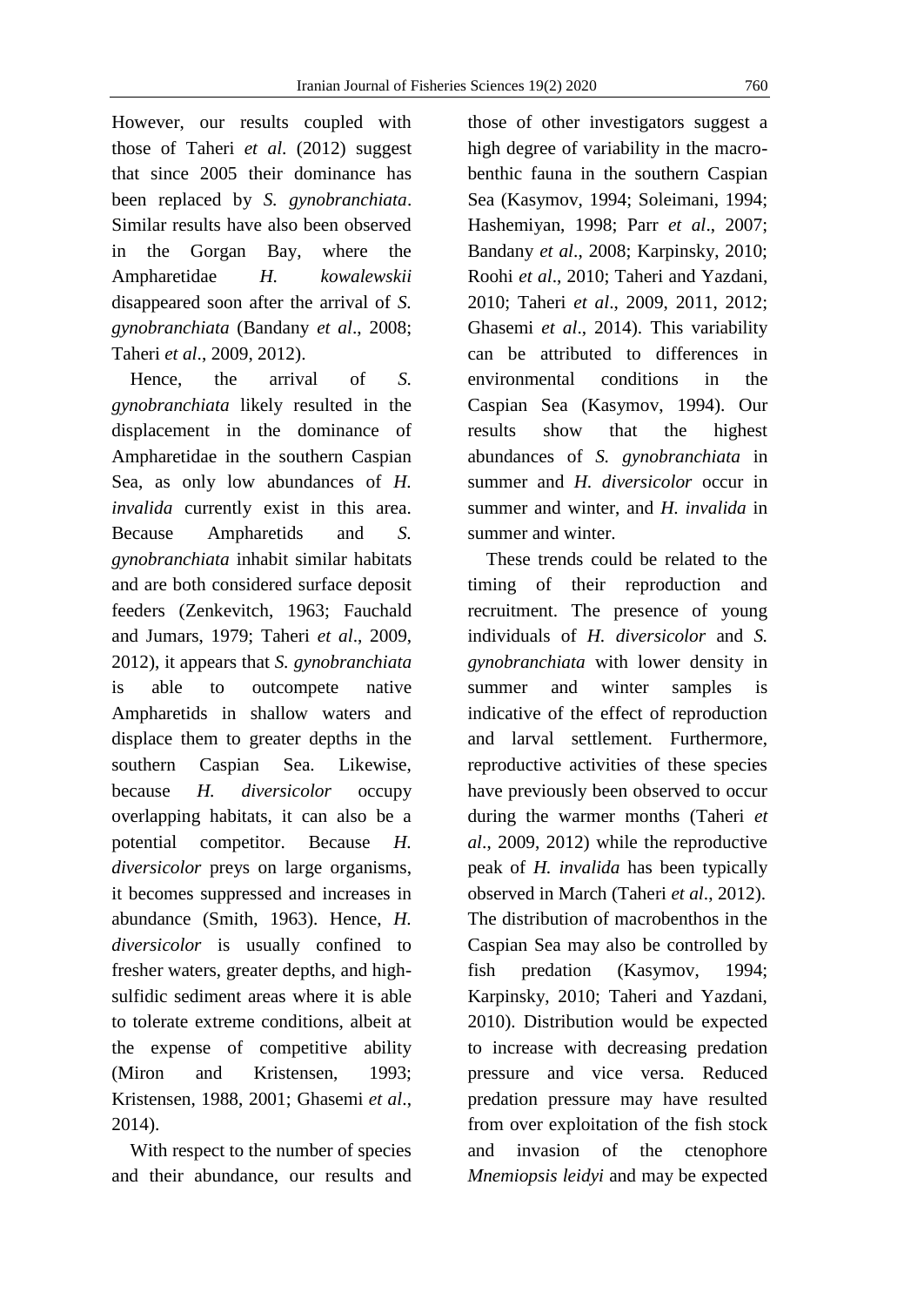However, our results coupled with those of Taheri *et al.* (2012) suggest that since 2005 their dominance has been replaced by *S. gynobranchiata*. Similar results have also been observed in the Gorgan Bay, where the Ampharetidae *H. kowalewskii* disappeared soon after the arrival of *S. gynobranchiata* (Bandany *et al*., 2008; Taheri *et al*., 2009, 2012).

Hence, the arrival of *S. gynobranchiata* likely resulted in the displacement in the dominance of Ampharetidae in the southern Caspian Sea, as only low abundances of *H. invalida* currently exist in this area. Because Ampharetids and *S. gynobranchiata* inhabit similar habitats and are both considered surface deposit feeders (Zenkevitch, 1963; Fauchald and Jumars, 1979; Taheri *et al*., 2009, 2012), it appears that *S. gynobranchiata* is able to outcompete native Ampharetids in shallow waters and displace them to greater depths in the southern Caspian Sea. Likewise, because *H. diversicolor* occupy overlapping habitats, it can also be a potential competitor. Because *H. diversicolor* preys on large organisms, it becomes suppressed and increases in abundance (Smith, 1963). Hence, *H. diversicolor* is usually confined to fresher waters, greater depths, and high-sulfidic sediment areas where it is able to tolerate extreme conditions, albeit at the expense of competitive ability (Miron and Kristensen, 1993; Kristensen, 1988, 2001; Ghasemi *et al*., 2014).

With respect to the number of species and their abundance, our results and those of other investigators suggest a high degree of variability in the macro-benthic fauna in the southern Caspian Sea (Kasymov, 1994; Soleimani, 1994; Hashemiyan, 1998; Parr *et al*., 2007; Bandany *et al*., 2008; Karpinsky, 2010; Roohi *et al*., 2010; Taheri and Yazdani, 2010; Taheri *et al*., 2009, 2011, 2012; Ghasemi *et al*., 2014). This variability can be attributed to differences in environmental conditions in the Caspian Sea (Kasymov, 1994). Our results show that the highest abundances of *S. gynobranchiata* in summer and *H. diversicolor* occur in summer and winter, and *H. invalida* in summer and winter.

These trends could be related to the timing of their reproduction and recruitment. The presence of young individuals of *H. diversicolor* and *S. gynobranchiata* with lower density in summer and winter samples is indicative of the effect of reproduction and larval settlement. Furthermore, reproductive activities of these species have previously been observed to occur during the warmer months (Taheri *et al*., 2009, 2012) while the reproductive peak of *H. invalida* has been typically observed in March (Taheri *et al*., 2012). The distribution of macrobenthos in the Caspian Sea may also be controlled by fish predation (Kasymov, 1994; Karpinsky, 2010; Taheri and Yazdani, 2010). Distribution would be expected to increase with decreasing predation pressure and vice versa. Reduced predation pressure may have resulted from over exploitation of the fish stock and invasion of the ctenophore *Mnemiopsis leidyi* and may be expected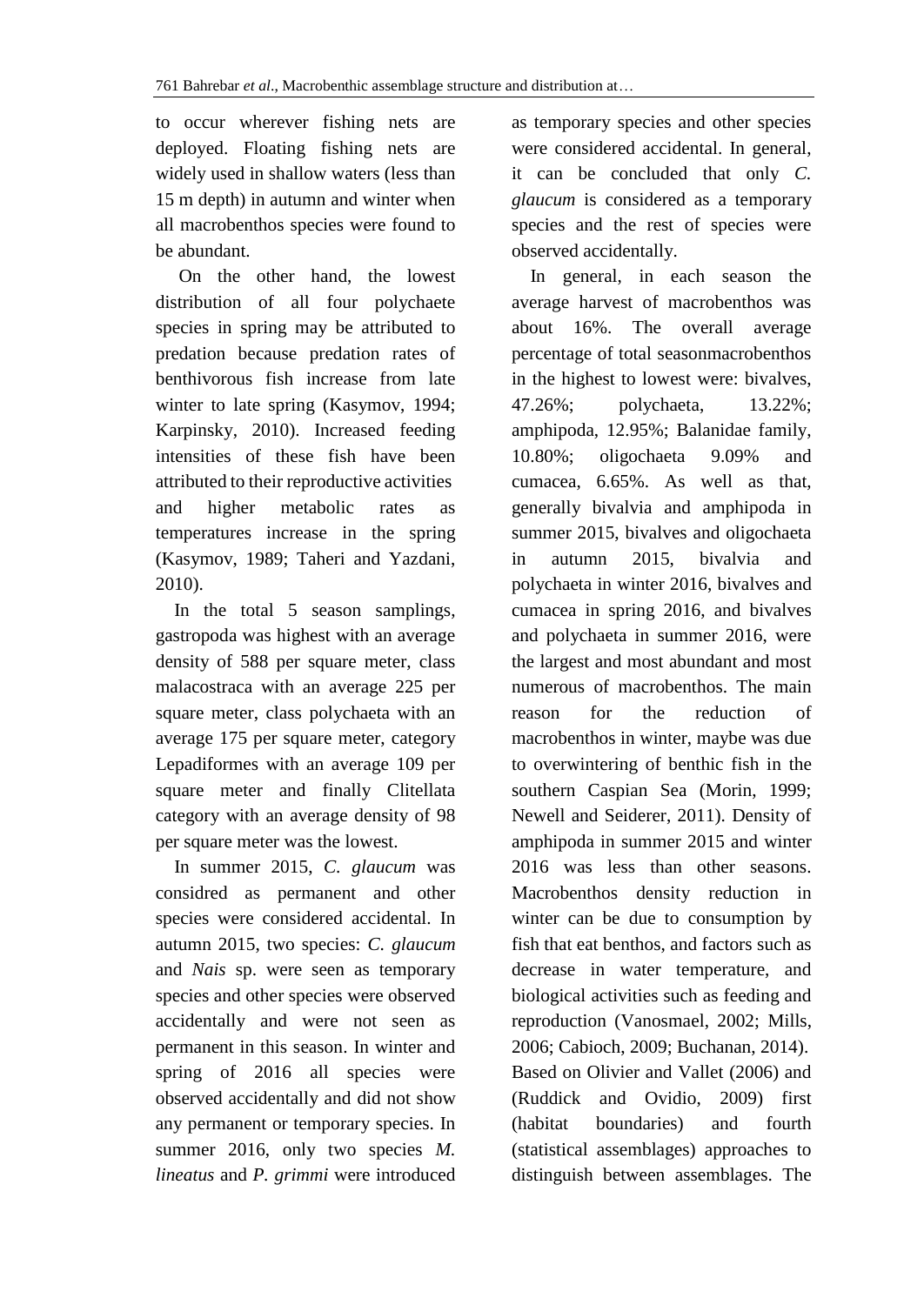to occur wherever fishing nets are deployed. Floating fishing nets are widely used in shallow waters (less than 15 m depth) in autumn and winter when all macrobenthos species were found to be abundant.

On the other hand, the lowest distribution of all four polychaete species in spring may be attributed to predation because predation rates of benthivorous fish increase from late winter to late spring (Kasymov, 1994; Karpinsky, 2010). Increased feeding intensities of these fish have been attributed to their reproductive activities and higher metabolic rates as temperatures increase in the spring (Kasymov, 1989; Taheri and Yazdani, 2010).

In the total 5 season samplings, gastropoda was highest with an average density of 588 per square meter, class malacostraca with an average 225 per square meter, class polychaeta with an average 175 per square meter, category Lepadiformes with an average 109 per square meter and finally Clitellata category with an average density of 98 per square meter was the lowest.

In summer 2015, *C. glaucum* was considred as permanent and other species were considered accidental. In autumn 2015, two species: *C. glaucum* and *Nais* sp. were seen as temporary species and other species were observed accidentally and were not seen as permanent in this season. In winter and spring of 2016 all species were observed accidentally and did not show any permanent or temporary species. In summer 2016, only two species *M. lineatus* and *P. grimmi* were introduced as temporary species and other species were considered accidental. In general, it can be concluded that only *C. glaucum* is considered as a temporary species and the rest of species were observed accidentally.

In general, in each season the average harvest of macrobenthos was about 16%. The overall average percentage of total seasonmacrobenthos in the highest to lowest were: bivalves, 47.26%; polychaeta, 13.22%; amphipoda, 12.95%; Balanidae family, 10.80%; oligochaeta 9.09% and cumacea, 6.65%. As well as that, generally bivalvia and amphipoda in summer 2015, bivalves and oligochaeta in autumn 2015, bivalvia and polychaeta in winter 2016, bivalves and cumacea in spring 2016, and bivalves and polychaeta in summer 2016, were the largest and most abundant and most numerous of macrobenthos. The main reason for the reduction of macrobenthos in winter, maybe was due to overwintering of benthic fish in the southern Caspian Sea (Morin, 1999; Newell and Seiderer, 2011). Density of amphipoda in summer 2015 and winter 2016 was less than other seasons. Macrobenthos density reduction in winter can be due to consumption by fish that eat benthos, and factors such as decrease in water temperature, and biological activities such as feeding and reproduction (Vanosmael, 2002; Mills, 2006; Cabioch, 2009; Buchanan, 2014). Based on Olivier and Vallet (2006) and (Ruddick and Ovidio, 2009) first (habitat boundaries) and fourth (statistical assemblages) approaches to distinguish between assemblages. The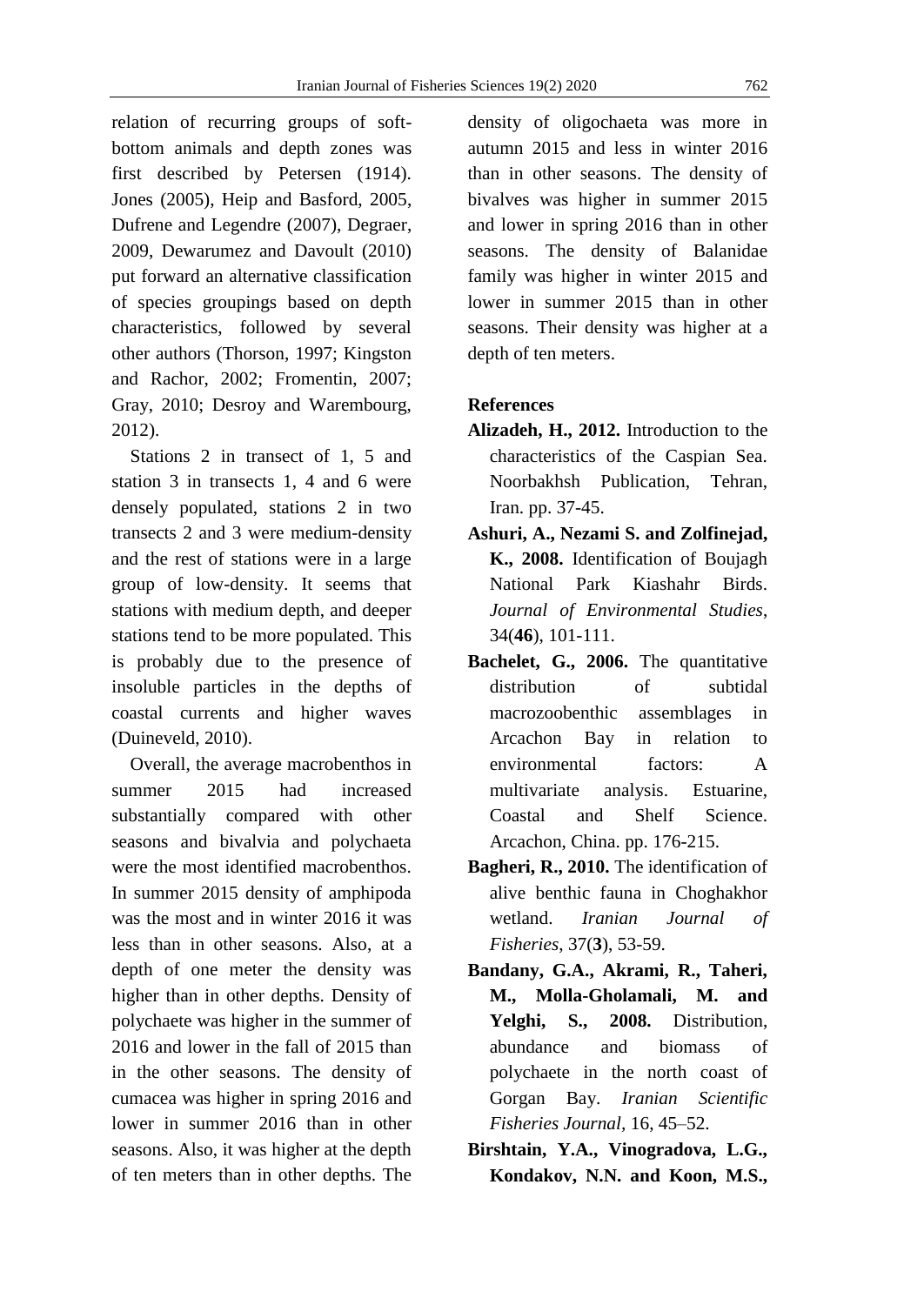relation of recurring groups of soft-bottom animals and depth zones was first described by Petersen (1914). Jones (2005), Heip and Basford, 2005, Dufrene and Legendre (2007), Degraer, 2009, Dewarumez and Davoult (2010) put forward an alternative classification of species groupings based on depth characteristics, followed by several other authors (Thorson, 1997; Kingston and Rachor, 2002; Fromentin, 2007; Gray, 2010; Desroy and Warembourg, 2012).

Stations 2 in transect of 1, 5 and station 3 in transects 1, 4 and 6 were densely populated, stations 2 in two transects 2 and 3 were medium-density and the rest of stations were in a large group of low-density. It seems that stations with medium depth, and deeper stations tend to be more populated. This is probably due to the presence of insoluble particles in the depths of coastal currents and higher waves (Duineveld, 2010).

Overall, the average macrobenthos in summer 2015 had increased substantially compared with other seasons and bivalvia and polychaeta were the most identified macrobenthos. In summer 2015 density of amphipoda was the most and in winter 2016 it was less than in other seasons. Also, at a depth of one meter the density was higher than in other depths. Density of polychaete was higher in the summer of 2016 and lower in the fall of 2015 than in the other seasons. The density of cumacea was higher in spring 2016 and lower in summer 2016 than in other seasons. Also, it was higher at the depth of ten meters than in other depths. The density of oligochaeta was more in autumn 2015 and less in winter 2016 than in other seasons. The density of bivalves was higher in summer 2015 and lower in spring 2016 than in other seasons. The density of Balanidae family was higher in winter 2015 and lower in summer 2015 than in other seasons. Their density was higher at a depth of ten meters.

## References

**Alizadeh, H., 2012.** Introduction to the characteristics of the Caspian Sea. Noorbakhsh Publication, Tehran, Iran. pp. 37-45.

**Ashuri, A., Nezami S. and Zolfinejad, K., 2008.** Identification of Boujagh National Park Kiashahr Birds. *Journal of Environmental Studies*, 34(**46**), 101-111.

**Bachelet, G., 2006.** The quantitative distribution of subtidal macrozoobenthic assemblages in Arcachon Bay in relation to environmental factors: A multivariate analysis. Estuarine, Coastal and Shelf Science. Arcachon, China. pp. 176-215.

**Bagheri, R., 2010.** The identification of alive benthic fauna in Choghakhor wetland. *Iranian Journal of Fisheries*, 37(**3**), 53-59.

**Bandany, G.A., Akrami, R., Taheri, M., Molla-Gholamali, M. and Yelghi, S., 2008.** Distribution, abundance and biomass of polychaete in the north coast of Gorgan Bay. *Iranian Scientific Fisheries Journal*, 16, 45–52.

**Birshtain, Y.A., Vinogradova, L.G., Kondakov, N.N. and Koon, M.S.,**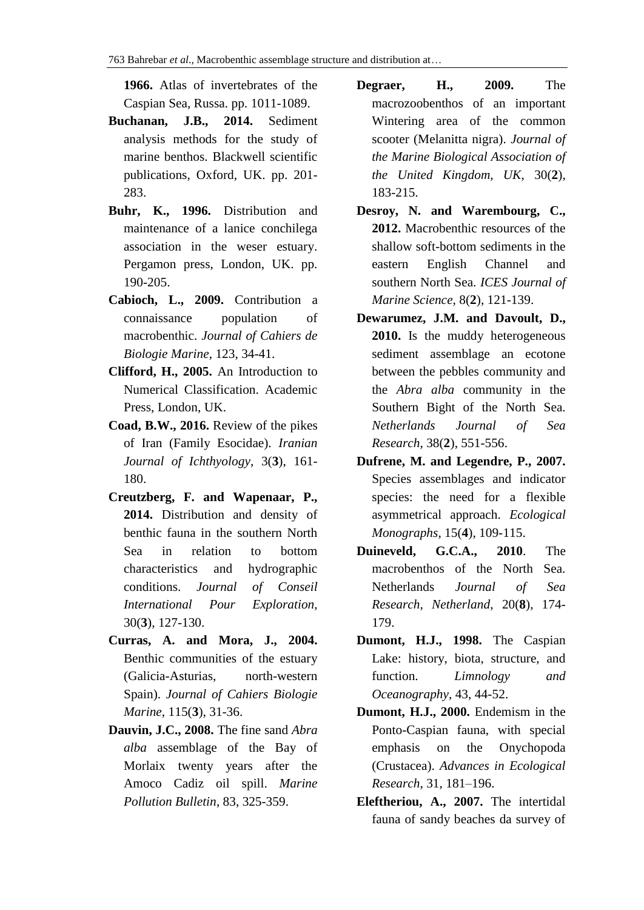**1966.** Atlas of invertebrates of the Caspian Sea, Russa. pp. 1011-1089.

**Buchanan, J.B., 2014.** Sediment analysis methods for the study of marine benthos. Blackwell scientific publications, Oxford, UK. pp. 201-283.

**Buhr, K., 1996.** Distribution and maintenance of a lanice conchilega association in the weser estuary. Pergamon press, London, UK. pp. 190-205.

**Cabioch, L., 2009.** Contribution a connaissance population of macrobenthic. *Journal of Cahiers de Biologie Marine*, 123, 34-41.

**Clifford, H., 2005.** An Introduction to Numerical Classification. Academic Press, London, UK.

**Coad, B.W., 2016.** Review of the pikes of Iran (Family Esocidae). *Iranian Journal of Ichthyology*, 3(**3**), 161-180.

**Creutzberg, F. and Wapenaar, P., 2014.** Distribution and density of benthic fauna in the southern North Sea in relation to bottom characteristics and hydrographic conditions. *Journal of Conseil International Pour Exploration*, 30(**3**), 127-130.

**Curras, A. and Mora, J., 2004.** Benthic communities of the estuary (Galicia-Asturias, north-western Spain). *Journal of Cahiers Biologie Marine*, 115(**3**), 31-36.

**Dauvin, J.C., 2008.** The fine sand *Abra alba* assemblage of the Bay of Morlaix twenty years after the Amoco Cadiz oil spill. *Marine Pollution Bulletin*, 83, 325-359.

**Degraer, H., 2009.** The macrozoobenthos of an important Wintering area of the common scooter (Melanitta nigra). *Journal of the Marine Biological Association of the United Kingdom, UK*, 30(**2**), 183-215.

**Desroy, N. and Warembourg, C., 2012.** Macrobenthic resources of the shallow soft-bottom sediments in the eastern English Channel and southern North Sea. *ICES Journal of Marine Science*, 8(**2**), 121-139.

**Dewarumez, J.M. and Davoult, D., 2010.** Is the muddy heterogeneous sediment assemblage an ecotone between the pebbles community and the *Abra alba* community in the Southern Bight of the North Sea. *Netherlands Journal of Sea Research*, 38(**2**), 551-556.

**Dufrene, M. and Legendre, P., 2007.** Species assemblages and indicator species: the need for a flexible asymmetrical approach. *Ecological Monographs*, 15(**4**), 109-115.

**Duineveld, G.C.A., 2010**. The macrobenthos of the North Sea. Netherlands *Journal of Sea Research, Netherland*, 20(**8**), 174-179.

**Dumont, H.J., 1998.** The Caspian Lake: history, biota, structure, and function. *Limnology and Oceanography*, 43, 44-52.

**Dumont, H.J., 2000.** Endemism in the Ponto-Caspian fauna, with special emphasis on the Onychopoda (Crustacea). *Advances in Ecological Research*, 31, 181–196.

**Eleftheriou, A., 2007.** The intertidal fauna of sandy beaches da survey of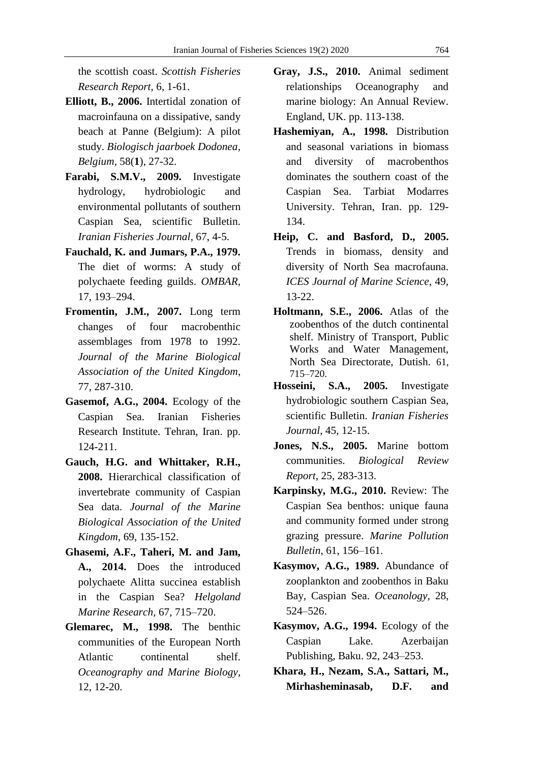the scottish coast. *Scottish Fisheries Research Report*, 6, 1-61.

**Elliott, B., 2006.** Intertidal zonation of macroinfauna on a dissipative, sandy beach at Panne (Belgium): A pilot study. *Biologisch jaarboek Dodonea*, *Belgium*, 58(**1**), 27-32.

**Farabi, S.M.V., 2009.** Investigate hydrology, hydrobiologic and environmental pollutants of southern Caspian Sea, scientific Bulletin. *Iranian Fisheries Journal*, 67, 4-5.

**Fauchald, K. and Jumars, P.A., 1979.** The diet of worms: A study of polychaete feeding guilds. *OMBAR*, 17, 193–294.

**Fromentin, J.M., 2007.** Long term changes of four macrobenthic assemblages from 1978 to 1992. *Journal of the Marine Biological Association of the United Kingdom*, 77, 287-310.

**Gasemof, A.G., 2004.** Ecology of the Caspian Sea. Iranian Fisheries Research Institute. Tehran, Iran. pp. 124-211.

**Gauch, H.G. and Whittaker, R.H., 2008.** Hierarchical classification of invertebrate community of Caspian Sea data. *Journal of the Marine Biological Association of the United Kingdom*, 69, 135-152.

**Ghasemi, A.F., Taheri, M. and Jam, A., 2014.** Does the introduced polychaete Alitta succinea establish in the Caspian Sea? *Helgoland Marine Research*, 67, 715–720.

**Glemarec, M., 1998.** The benthic communities of the European North Atlantic continental shelf. *Oceanography and Marine Biology*, 12, 12-20.

**Gray, J.S., 2010.** Animal sediment relationships Oceanography and marine biology: An Annual Review. England, UK. pp. 113-138.

**Hashemiyan, A., 1998.** Distribution and seasonal variations in biomass and diversity of macrobenthos dominates the southern coast of the Caspian Sea. Tarbiat Modarres University. Tehran, Iran. pp. 129-134.

**Heip, C. and Basford, D., 2005.** Trends in biomass, density and diversity of North Sea macrofauna. *ICES Journal of Marine Science*, 49, 13-22.

**Holtmann, S.E., 2006.** Atlas of the zoobenthos of the dutch continental shelf. Ministry of Transport, Public Works and Water Management, North Sea Directorate, Dutish. 61, 715–720.

**Hosseini, S.A., 2005.** Investigate hydrobiologic southern Caspian Sea, scientific Bulletin. *Iranian Fisheries Journal*, 45, 12-15.

**Jones, N.S., 2005.** Marine bottom communities. *Biological Review Report*, 25, 283-313.

**Karpinsky, M.G., 2010.** Review: The Caspian Sea benthos: unique fauna and community formed under strong grazing pressure. *Marine Pollution Bulletin*, 61, 156–161.

**Kasymov, A.G., 1989.** Abundance of zooplankton and zoobenthos in Baku Bay, Caspian Sea. *Oceanology*, 28, 524–526.

**Kasymov, A.G., 1994.** Ecology of the Caspian Lake. Azerbaijan Publishing, Baku. 92, 243–253.

**Khara, H., Nezam, S.A., Sattari, M., Mirhasheminasab, D.F. and**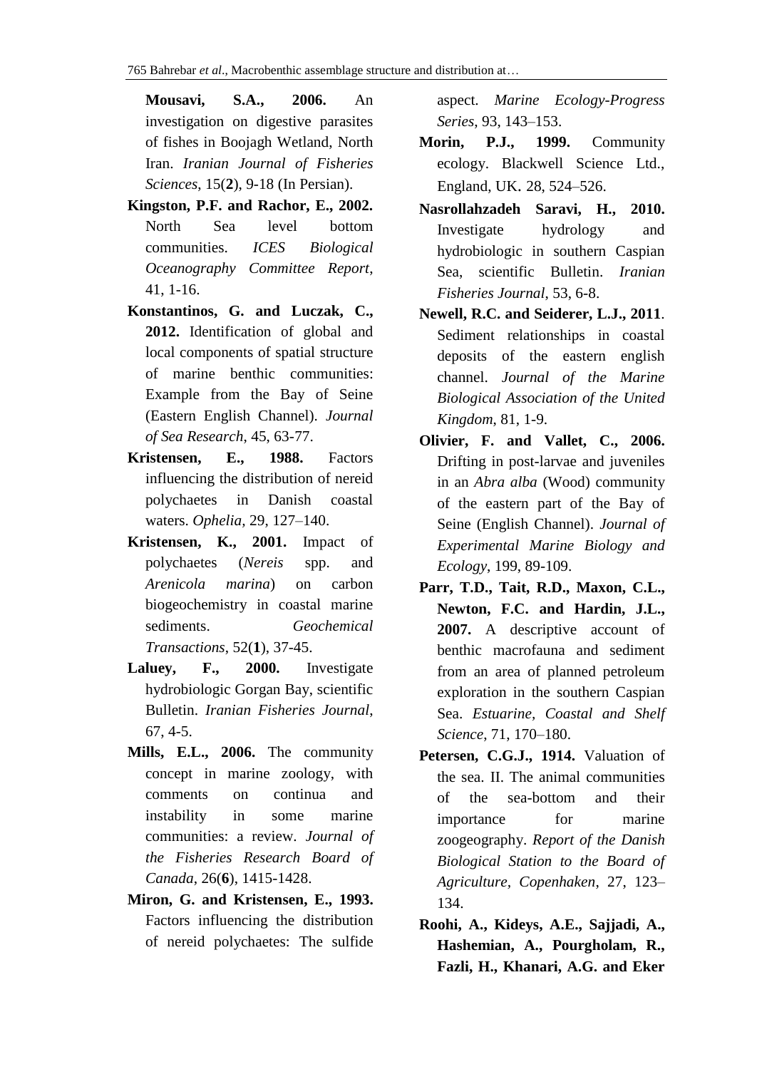**Mousavi, S.A., 2006.** An investigation on digestive parasites of fishes in Boojagh Wetland, North Iran. *Iranian Journal of Fisheries Sciences*, 15(**2**), 9-18 (In Persian).

**Kingston, P.F. and Rachor, E., 2002.** North Sea level bottom communities. *ICES Biological Oceanography Committee Report*, 41, 1-16.

**Konstantinos, G. and Luczak, C., 2012.** Identification of global and local components of spatial structure of marine benthic communities: Example from the Bay of Seine (Eastern English Channel). *Journal of Sea Research*, 45, 63-77.

**Kristensen, E., 1988.** Factors influencing the distribution of nereid polychaetes in Danish coastal waters. *Ophelia*, 29, 127–140.

**Kristensen, K., 2001.** Impact of polychaetes (*Nereis* spp. and *Arenicola marina*) on carbon biogeochemistry in coastal marine sediments. *Geochemical Transactions*, 52(**1**), 37-45.

**Laluey, F., 2000.** Investigate hydrobiologic Gorgan Bay, scientific Bulletin. *Iranian Fisheries Journal*, 67, 4-5.

**Mills, E.L., 2006.** The community concept in marine zoology, with comments on continua and instability in some marine communities: a review. *Journal of the Fisheries Research Board of Canada*, 26(**6**), 1415-1428.

**Miron, G. and Kristensen, E., 1993.** Factors influencing the distribution of nereid polychaetes: The sulfide aspect. *Marine Ecology-Progress Series*, 93, 143–153.

**Morin, P.J., 1999.** Community ecology. Blackwell Science Ltd., England, UK. 28, 524–526.

**Nasrollahzadeh Saravi, H., 2010.** Investigate hydrology and hydrobiologic in southern Caspian Sea, scientific Bulletin. *Iranian Fisheries Journal*, 53, 6-8.

**Newell, R.C. and Seiderer, L.J., 2011**. Sediment relationships in coastal deposits of the eastern english channel. *Journal of the Marine Biological Association of the United Kingdom*, 81, 1-9.

**Olivier, F. and Vallet, C., 2006.** Drifting in post-larvae and juveniles in an *Abra alba* (Wood) community of the eastern part of the Bay of Seine (English Channel). *Journal of Experimental Marine Biology and Ecology*, 199, 89-109.

**Parr, T.D., Tait, R.D., Maxon, C.L., Newton, F.C. and Hardin, J.L., 2007.** A descriptive account of benthic macrofauna and sediment from an area of planned petroleum exploration in the southern Caspian Sea. *Estuarine, Coastal and Shelf Science*, 71, 170–180.

**Petersen, C.G.J., 1914.** Valuation of the sea. II. The animal communities of the sea-bottom and their importance for marine zoogeography. *Report of the Danish Biological Station to the Board of Agriculture, Copenhaken*, 27, 123–134.

**Roohi, A., Kideys, A.E., Sajjadi, A., Hashemian, A., Pourgholam, R., Fazli, H., Khanari, A.G. and Eker**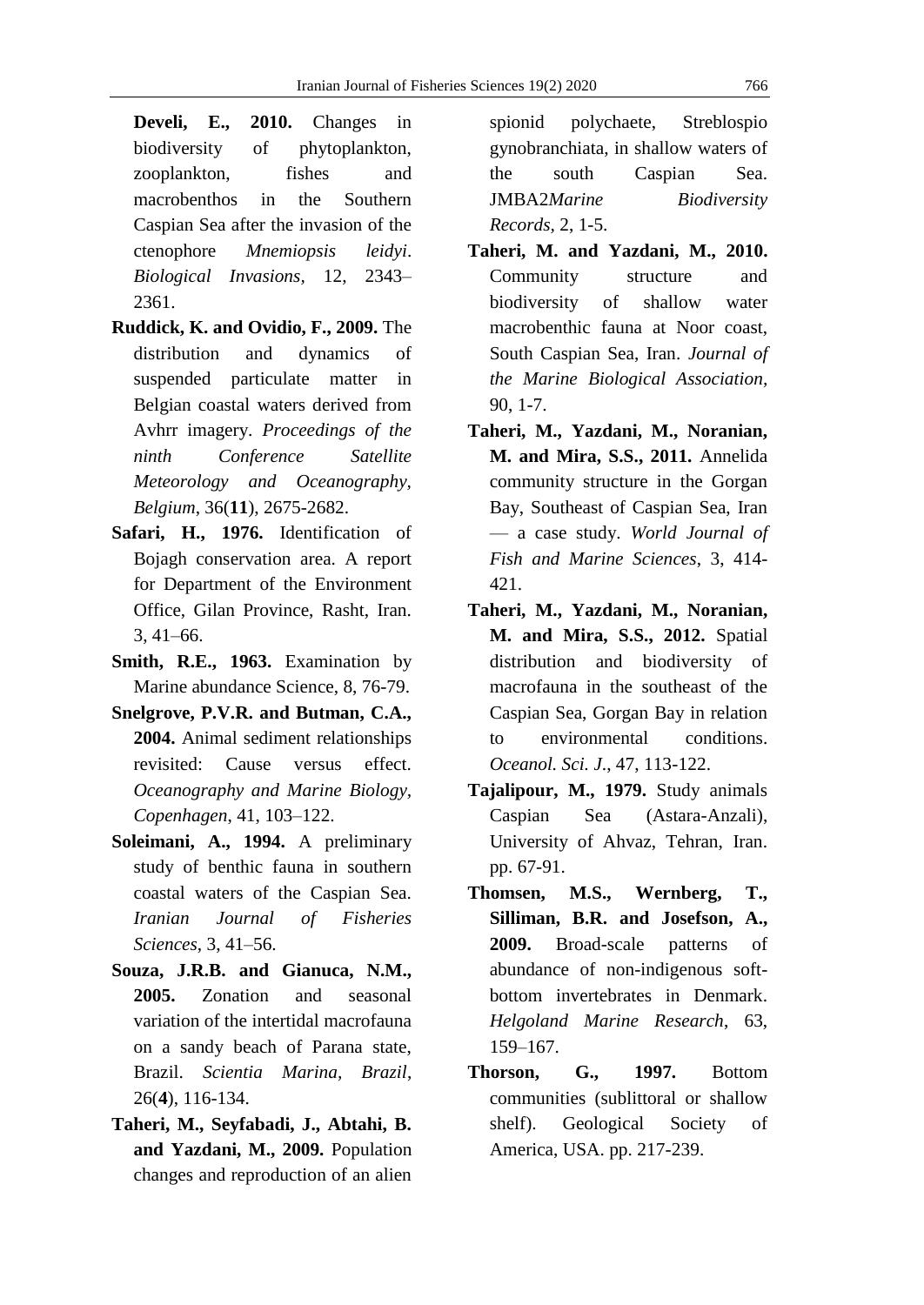**Develi, E., 2010.** Changes in biodiversity of phytoplankton, zooplankton, fishes and macrobenthos in the Southern Caspian Sea after the invasion of the ctenophore *Mnemiopsis leidyi*. *Biological Invasions*, 12, 2343–2361.

**Ruddick, K. and Ovidio, F., 2009.** The distribution and dynamics of suspended particulate matter in Belgian coastal waters derived from Avhrr imagery. *Proceedings of the ninth Conference Satellite Meteorology and Oceanography, Belgium*, 36(**11**), 2675-2682.

**Safari, H., 1976.** Identification of Bojagh conservation area. A report for Department of the Environment Office, Gilan Province, Rasht, Iran. 3, 41–66.

**Smith, R.E., 1963.** Examination by Marine abundance Science, 8, 76-79.

**Snelgrove, P.V.R. and Butman, C.A., 2004.** Animal sediment relationships revisited: Cause versus effect. *Oceanography and Marine Biology, Copenhagen*, 41, 103–122.

**Soleimani, A., 1994.** A preliminary study of benthic fauna in southern coastal waters of the Caspian Sea. *Iranian Journal of Fisheries Sciences*, 3, 41–56.

**Souza, J.R.B. and Gianuca, N.M., 2005.** Zonation and seasonal variation of the intertidal macrofauna on a sandy beach of Parana state, Brazil. *Scientia Marina, Brazil*, 26(**4**), 116-134.

**Taheri, M., Seyfabadi, J., Abtahi, B. and Yazdani, M., 2009.** Population changes and reproduction of an alien spionid polychaete, Streblospio gynobranchiata, in shallow waters of the south Caspian Sea. JMBA2*Marine Biodiversity Records*, 2, 1-5.

**Taheri, M. and Yazdani, M., 2010.** Community structure and biodiversity of shallow water macrobenthic fauna at Noor coast, South Caspian Sea, Iran. *Journal of the Marine Biological Association*, 90, 1-7.

**Taheri, M., Yazdani, M., Noranian, M. and Mira, S.S., 2011.** Annelida community structure in the Gorgan Bay, Southeast of Caspian Sea, Iran — a case study. *World Journal of Fish and Marine Sciences*, 3, 414-421.

**Taheri, M., Yazdani, M., Noranian, M. and Mira, S.S., 2012.** Spatial distribution and biodiversity of macrofauna in the southeast of the Caspian Sea, Gorgan Bay in relation to environmental conditions. *Oceanol. Sci. J.*, 47, 113-122.

**Tajalipour, M., 1979.** Study animals Caspian Sea (Astara-Anzali), University of Ahvaz, Tehran, Iran. pp. 67-91.

**Thomsen, M.S., Wernberg, T., Silliman, B.R. and Josefson, A., 2009.** Broad-scale patterns of abundance of non-indigenous soft-bottom invertebrates in Denmark. *Helgoland Marine Research*, 63, 159–167.

**Thorson, G., 1997.** Bottom communities (sublittoral or shallow shelf). Geological Society of America, USA. pp. 217-239.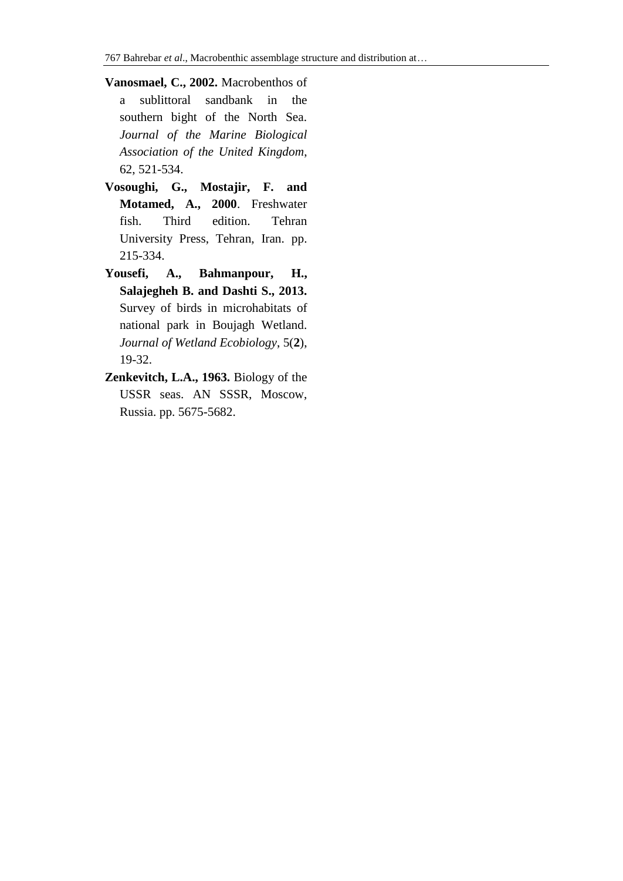**Vanosmael, C., 2002.** Macrobenthos of a sublittoral sandbank in the southern bight of the North Sea. *Journal of the Marine Biological Association of the United Kingdom*, 62, 521-534.

**Vosoughi, G., Mostajir, F. and Motamed, A., 2000**. Freshwater fish. Third edition. Tehran University Press, Tehran, Iran. pp. 215-334.

**Yousefi, A., Bahmanpour, H., Salajegheh B. and Dashti S., 2013.** Survey of birds in microhabitats of national park in Boujagh Wetland. *Journal of Wetland Ecobiology*, 5(**2**), 19-32.

**Zenkevitch, L.A., 1963.** Biology of the USSR seas. AN SSSR, Moscow, Russia. pp. 5675-5682.